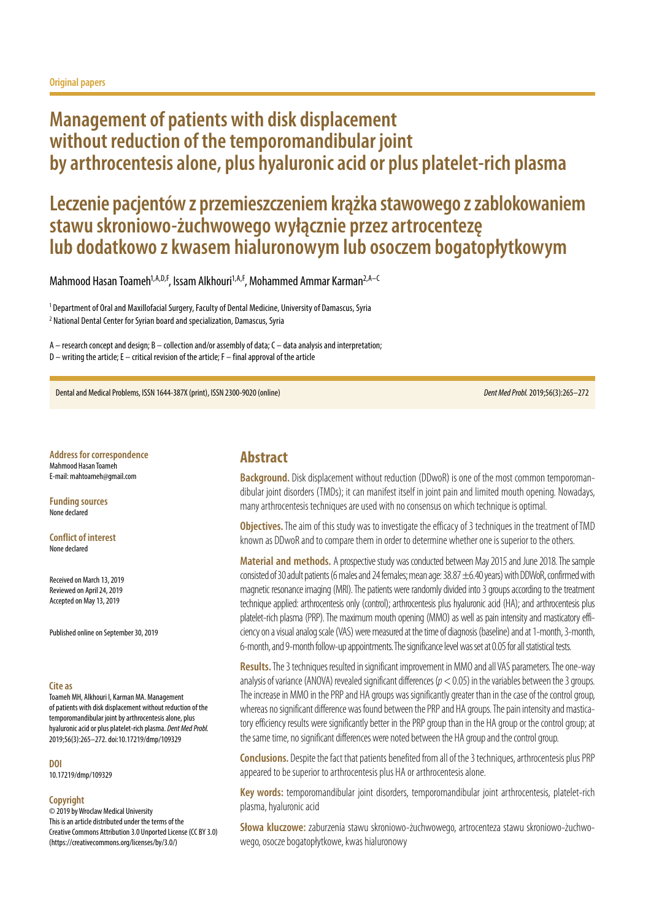Original papers

# Management of patients with disk displacement without reduction of the temporomandibular joint by arthrocentesis alone, plus hyaluronic acid or plus platelet-rich plasma

# Leczenie pacjentów z przemieszczeniem krążka stawowego z zablokowaniem stawu skroniowo-żuchwowego wyłącznie przez artrocentezę lub dodatkowo z kwasem hialuronowym lub osoczem bogatopłytkowym

Mahmood Hasan Toameh[1,A,D,F], Issam Alkhouri[1,A,F], Mohammed Ammar Karman[2,A–C]

[1] Department of Oral and Maxillofacial Surgery, Faculty of Dental Medicine, University of Damascus, Syria
[2] National Dental Center for Syrian board and specialization, Damascus, Syria

A – research concept and design; B – collection and/or assembly of data; C – data analysis and interpretation;
D – writing the article; E – critical revision of the article; F – final approval of the article

**Address for correspondence**
Mahmood Hasan Toameh
E-mail: mahtoameh@gmail.com

**Funding sources**
None declared

**Conflict of interest**
None declared

Received on March 13, 2019
Reviewed on April 24, 2019
Accepted on May 13, 2019

Published online on September 30, 2019

**Cite as**
Toameh MH, Alkhouri I, Karman MA. Management of patients with disk displacement without reduction of the temporomandibular joint by arthrocentesis alone, plus hyaluronic acid or plus platelet-rich plasma. *Dent Med Probl.* 2019;56(3):265–272. doi:10.17219/dmp/109329

**DOI**
10.17219/dmp/109329

**Copyright**
© 2019 by Wroclaw Medical University
This is an article distributed under the terms of the Creative Commons Attribution 3.0 Unported License (CC BY 3.0) (https://creativecommons.org/licenses/by/3.0/)

## Abstract

**Background.** Disk displacement without reduction (DDwoR) is one of the most common temporomandibular joint disorders (TMDs); it can manifest itself in joint pain and limited mouth opening. Nowadays, many arthrocentesis techniques are used with no consensus on which technique is optimal.

**Objectives.** The aim of this study was to investigate the efficacy of 3 techniques in the treatment of TMD known as DDwoR and to compare them in order to determine whether one is superior to the others.

**Material and methods.** A prospective study was conducted between May 2015 and June 2018. The sample consisted of 30 adult patients (6 males and 24 females; mean age: 38.87 ±6.40 years) with DDwoR, confirmed with magnetic resonance imaging (MRI). The patients were randomly divided into 3 groups according to the treatment technique applied: arthrocentesis only (control); arthrocentesis plus hyaluronic acid (HA); and arthrocentesis plus platelet-rich plasma (PRP). The maximum mouth opening (MMO) as well as pain intensity and masticatory efficiency on a visual analog scale (VAS) were measured at the time of diagnosis (baseline) and at 1-month, 3-month, 6-month, and 9-month follow-up appointments. The significance level was set at 0.05 for all statistical tests.

**Results.** The 3 techniques resulted in significant improvement in MMO and all VAS parameters. The one-way analysis of variance (ANOVA) revealed significant differences ($p < 0.05$) in the variables between the 3 groups. The increase in MMO in the PRP and HA groups was significantly greater than in the case of the control group, whereas no significant difference was found between the PRP and HA groups. The pain intensity and masticatory efficiency results were significantly better in the PRP group than in the HA group or the control group; at the same time, no significant differences were noted between the HA group and the control group.

**Conclusions.** Despite the fact that patients benefited from all of the 3 techniques, arthrocentesis plus PRP appeared to be superior to arthrocentesis plus HA or arthrocentesis alone.

**Key words:** temporomandibular joint disorders, temporomandibular joint arthrocentesis, platelet-rich plasma, hyaluronic acid

**Słowa kluczowe:** zaburzenia stawu skroniowo-żuchwowego, artrocenteza stawu skroniowo-żuchwowego, osocze bogatopłytkowe, kwas hialuronowy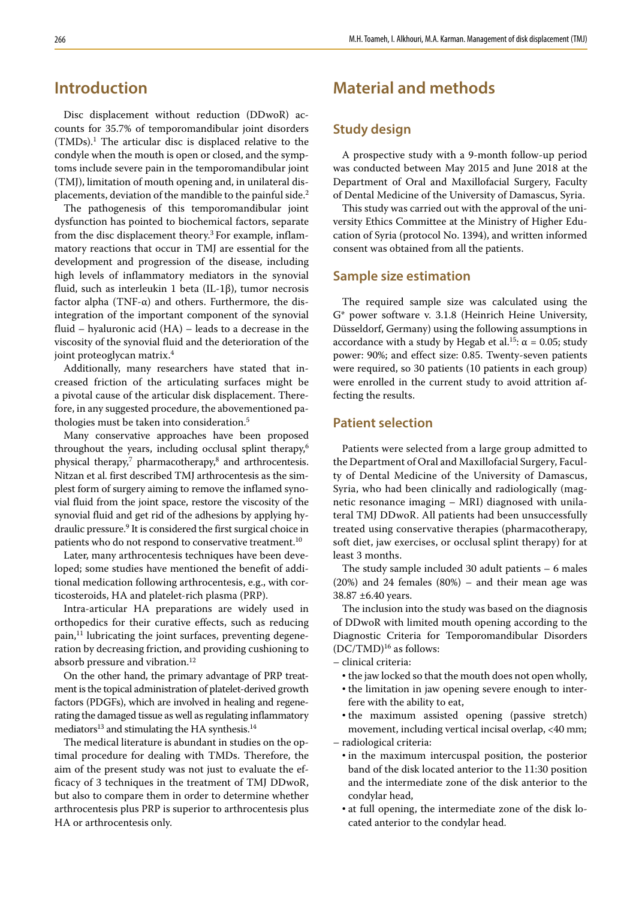## Introduction

Disc displacement without reduction (DDwoR) accounts for 35.7% of temporomandibular joint disorders (TMDs).[1] The articular disc is displaced relative to the condyle when the mouth is open or closed, and the symptoms include severe pain in the temporomandibular joint (TMJ), limitation of mouth opening and, in unilateral displacements, deviation of the mandible to the painful side.[2]

The pathogenesis of this temporomandibular joint dysfunction has pointed to biochemical factors, separate from the disc displacement theory.[3] For example, inflammatory reactions that occur in TMJ are essential for the development and progression of the disease, including high levels of inflammatory mediators in the synovial fluid, such as interleukin 1 beta (IL-1β), tumor necrosis factor alpha (TNF-α) and others. Furthermore, the disintegration of the important component of the synovial fluid – hyaluronic acid (HA) – leads to a decrease in the viscosity of the synovial fluid and the deterioration of the joint proteoglycan matrix.[4]

Additionally, many researchers have stated that increased friction of the articulating surfaces might be a pivotal cause of the articular disk displacement. Therefore, in any suggested procedure, the abovementioned pathologies must be taken into consideration.[5]

Many conservative approaches have been proposed throughout the years, including occlusal splint therapy,[6] physical therapy,[7] pharmacotherapy,[8] and arthrocentesis. Nitzan et al. first described TMJ arthrocentesis as the simplest form of surgery aiming to remove the inflamed synovial fluid from the joint space, restore the viscosity of the synovial fluid and get rid of the adhesions by applying hydraulic pressure.[9] It is considered the first surgical choice in patients who do not respond to conservative treatment.[10]

Later, many arthrocentesis techniques have been developed; some studies have mentioned the benefit of additional medication following arthrocentesis, e.g., with corticosteroids, HA and platelet-rich plasma (PRP).

Intra-articular HA preparations are widely used in orthopedics for their curative effects, such as reducing pain,[11] lubricating the joint surfaces, preventing degeneration by decreasing friction, and providing cushioning to absorb pressure and vibration.[12]

On the other hand, the primary advantage of PRP treatment is the topical administration of platelet-derived growth factors (PDGFs), which are involved in healing and regenerating the damaged tissue as well as regulating inflammatory mediators[13] and stimulating the HA synthesis.[14]

The medical literature is abundant in studies on the optimal procedure for dealing with TMDs. Therefore, the aim of the present study was not just to evaluate the efficacy of 3 techniques in the treatment of TMJ DDwoR, but also to compare them in order to determine whether arthrocentesis plus PRP is superior to arthrocentesis plus HA or arthrocentesis only.

## Material and methods

### Study design

A prospective study with a 9-month follow-up period was conducted between May 2015 and June 2018 at the Department of Oral and Maxillofacial Surgery, Faculty of Dental Medicine of the University of Damascus, Syria.

This study was carried out with the approval of the university Ethics Committee at the Ministry of Higher Education of Syria (protocol No. 1394), and written informed consent was obtained from all the patients.

### Sample size estimation

The required sample size was calculated using the G* power software v. 3.1.8 (Heinrich Heine University, Düsseldorf, Germany) using the following assumptions in accordance with a study by Hegab et al.[15]: $\alpha = 0.05$; study power: 90%; and effect size: 0.85. Twenty-seven patients were required, so 30 patients (10 patients in each group) were enrolled in the current study to avoid attrition affecting the results.

### Patient selection

Patients were selected from a large group admitted to the Department of Oral and Maxillofacial Surgery, Faculty of Dental Medicine of the University of Damascus, Syria, who had been clinically and radiologically (magnetic resonance imaging – MRI) diagnosed with unilateral TMJ DDwoR. All patients had been unsuccessfully treated using conservative therapies (pharmacotherapy, soft diet, jaw exercises, or occlusal splint therapy) for at least 3 months.

The study sample included 30 adult patients – 6 males (20%) and 24 females (80%) – and their mean age was 38.87 ±6.40 years.

The inclusion into the study was based on the diagnosis of DDwoR with limited mouth opening according to the Diagnostic Criteria for Temporomandibular Disorders (DC/TMD)[16] as follows:

- clinical criteria:
  - the jaw locked so that the mouth does not open wholly,
  - the limitation in jaw opening severe enough to interfere with the ability to eat,
  - the maximum assisted opening (passive stretch) movement, including vertical incisal overlap, <40 mm;
- radiological criteria:
  - in the maximum intercuspal position, the posterior band of the disk located anterior to the 11:30 position and the intermediate zone of the disk anterior to the condylar head,
  - at full opening, the intermediate zone of the disk located anterior to the condylar head.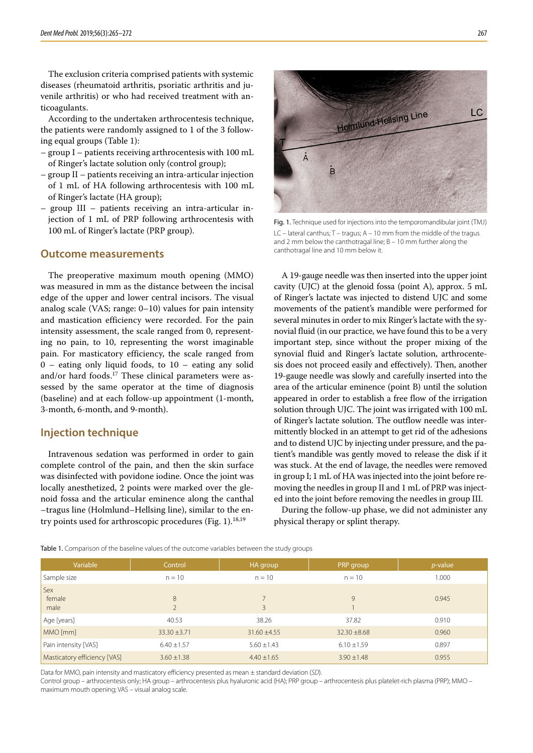The exclusion criteria comprised patients with systemic diseases (rheumatoid arthritis, psoriatic arthritis and juvenile arthritis) or who had received treatment with anticoagulants.

According to the undertaken arthrocentesis technique, the patients were randomly assigned to 1 of the 3 following equal groups (Table 1):

- group I – patients receiving arthrocentesis with 100 mL of Ringer's lactate solution only (control group);
- group II – patients receiving an intra-articular injection of 1 mL of HA following arthrocentesis with 100 mL of Ringer's lactate (HA group);
- group III – patients receiving an intra-articular injection of 1 mL of PRP following arthrocentesis with 100 mL of Ringer's lactate (PRP group).

## Outcome measurements

The preoperative maximum mouth opening (MMO) was measured in mm as the distance between the incisal edge of the upper and lower central incisors. The visual analog scale (VAS; range: 0–10) values for pain intensity and mastication efficiency were recorded. For the pain intensity assessment, the scale ranged from 0, representing no pain, to 10, representing the worst imaginable pain. For masticatory efficiency, the scale ranged from 0 – eating only liquid foods, to 10 – eating any solid and/or hard foods.[17] These clinical parameters were assessed by the same operator at the time of diagnosis (baseline) and at each follow-up appointment (1-month, 3-month, 6-month, and 9-month).

## Injection technique

Intravenous sedation was performed in order to gain complete control of the pain, and then the skin surface was disinfected with povidone iodine. Once the joint was locally anesthetized, 2 points were marked over the glenoid fossa and the articular eminence along the canthal–tragus line (Holmlund–Hellsing line), similar to the entry points used for arthroscopic procedures (Fig. 1).[18,19]

Fig. 1. Technique used for injections into the temporomandibular joint (TMJ)

LC – lateral canthus; T – tragus; A – 10 mm from the middle of the tragus and 2 mm below the canthotragal line; B – 10 mm further along the canthotragal line and 10 mm below it.

A 19-gauge needle was then inserted into the upper joint cavity (UJC) at the glenoid fossa (point A), approx. 5 mL of Ringer's lactate was injected to distend UJC and some movements of the patient's mandible were performed for several minutes in order to mix Ringer's lactate with the synovial fluid (in our practice, we have found this to be a very important step, since without the proper mixing of the synovial fluid and Ringer's lactate solution, arthrocentesis does not proceed easily and effectively). Then, another 19-gauge needle was slowly and carefully inserted into the area of the articular eminence (point B) until the solution appeared in order to establish a free flow of the irrigation solution through UJC. The joint was irrigated with 100 mL of Ringer's lactate solution. The outflow needle was intermittently blocked in an attempt to get rid of the adhesions and to distend UJC by injecting under pressure, and the patient's mandible was gently moved to release the disk if it was stuck. At the end of lavage, the needles were removed in group I; 1 mL of HA was injected into the joint before removing the needles in group II and 1 mL of PRP was injected into the joint before removing the needles in group III.

During the follow-up phase, we did not administer any physical therapy or splint therapy.

Table 1. Comparison of the baseline values of the outcome variables between the study groups

| Variable | Control | HA group | PRP group | *p*-value |
|---|---|---|---|---|
| Sample size | n = 10 | n = 10 | n = 10 | 1.000 |
| Sex<br>female<br>male | <br>8<br>2 | <br>7<br>3 | <br>9<br>1 | 0.945 |
| Age [years] | 40.53 | 38.26 | 37.82 | 0.910 |
| MMO [mm] | 33.30 ±3.71 | 31.60 ±4.55 | 32.30 ±8.68 | 0.960 |
| Pain intensity [VAS] | 6.40 ±1.57 | 5.60 ±1.43 | 6.10 ±1.59 | 0.897 |
| Masticatory efficiency [VAS] | 3.60 ±1.38 | 4.40 ±1.65 | 3.90 ±1.48 | 0.955 |

Data for MMO, pain intensity and masticatory efficiency presented as mean ± standard deviation (*SD*).

Control group – arthrocentesis only; HA group – arthrocentesis plus hyaluronic acid (HA); PRP group – arthrocentesis plus platelet-rich plasma (PRP); MMO – maximum mouth opening; VAS – visual analog scale.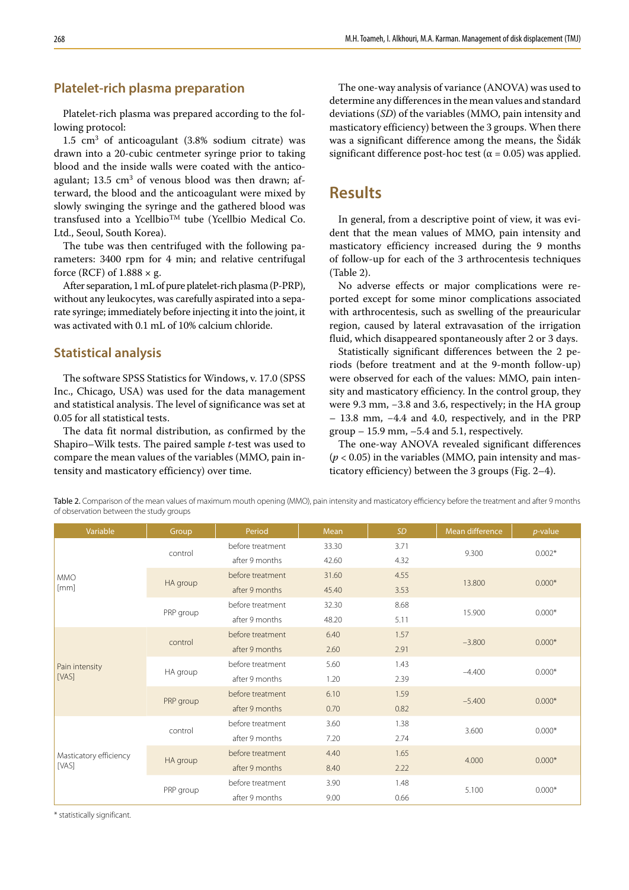## Platelet-rich plasma preparation

Platelet-rich plasma was prepared according to the following protocol:

1.5 $cm^3$ of anticoagulant (3.8% sodium citrate) was drawn into a 20-cubic centmeter syringe prior to taking blood and the inside walls were coated with the anticoagulant; 13.5 $cm^3$ of venous blood was then drawn; afterward, the blood and the anticoagulant were mixed by slowly swinging the syringe and the gathered blood was transfused into a Ycellbio™ tube (Ycellbio Medical Co. Ltd., Seoul, South Korea).

The tube was then centrifuged with the following parameters: 3400 rpm for 4 min; and relative centrifugal force (RCF) of 1.888 × g.

After separation, 1 mL of pure platelet-rich plasma (P-PRP), without any leukocytes, was carefully aspirated into a separate syringe; immediately before injecting it into the joint, it was activated with 0.1 mL of 10% calcium chloride.

## Statistical analysis

The software SPSS Statistics for Windows, v. 17.0 (SPSS Inc., Chicago, USA) was used for the data management and statistical analysis. The level of significance was set at 0.05 for all statistical tests.

The data fit normal distribution, as confirmed by the Shapiro–Wilk tests. The paired sample *t*-test was used to compare the mean values of the variables (MMO, pain intensity and masticatory efficiency) over time.

The one-way analysis of variance (ANOVA) was used to determine any differences in the mean values and standard deviations (*SD*) of the variables (MMO, pain intensity and masticatory efficiency) between the 3 groups. When there was a significant difference among the means, the Šidák significant difference post-hoc test ($\alpha = 0.05$) was applied.

# Results

In general, from a descriptive point of view, it was evident that the mean values of MMO, pain intensity and masticatory efficiency increased during the 9 months of follow-up for each of the 3 arthrocentesis techniques (Table 2).

No adverse effects or major complications were reported except for some minor complications associated with arthrocentesis, such as swelling of the preauricular region, caused by lateral extravasation of the irrigation fluid, which disappeared spontaneously after 2 or 3 days.

Statistically significant differences between the 2 periods (before treatment and at the 9-month follow-up) were observed for each of the values: MMO, pain intensity and masticatory efficiency. In the control group, they were 9.3 mm, −3.8 and 3.6, respectively; in the HA group – 13.8 mm, −4.4 and 4.0, respectively, and in the PRP group – 15.9 mm, −5.4 and 5.1, respectively.

The one-way ANOVA revealed significant differences ($p < 0.05$) in the variables (MMO, pain intensity and masticatory efficiency) between the 3 groups (Fig. 2–4).

Table 2. Comparison of the mean values of maximum mouth opening (MMO), pain intensity and masticatory efficiency before the treatment and after 9 months of observation between the study groups

| Variable | Group | Period | Mean | *SD* | Mean difference | *p*-value |
|---|---|---|---|---|---|---|
| MMO [mm] | control | before treatment | 33.30 | 3.71 | 9.300 | 0.002* |
| | | after 9 months | 42.60 | 4.32 | | |
| | HA group | before treatment | 31.60 | 4.55 | 13.800 | 0.000* |
| | | after 9 months | 45.40 | 3.53 | | |
| | PRP group | before treatment | 32.30 | 8.68 | 15.900 | 0.000* |
| | | after 9 months | 48.20 | 5.11 | | |
| Pain intensity [VAS] | control | before treatment | 6.40 | 1.57 | −3.800 | 0.000* |
| | | after 9 months | 2.60 | 2.91 | | |
| | HA group | before treatment | 5.60 | 1.43 | −4.400 | 0.000* |
| | | after 9 months | 1.20 | 2.39 | | |
| | PRP group | before treatment | 6.10 | 1.59 | −5.400 | 0.000* |
| | | after 9 months | 0.70 | 0.82 | | |
| Masticatory efficiency [VAS] | control | before treatment | 3.60 | 1.38 | 3.600 | 0.000* |
| | | after 9 months | 7.20 | 2.74 | | |
| | HA group | before treatment | 4.40 | 1.65 | 4.000 | 0.000* |
| | | after 9 months | 8.40 | 2.22 | | |
| | PRP group | before treatment | 3.90 | 1.48 | 5.100 | 0.000* |
| | | after 9 months | 9.00 | 0.66 | | |

\* statistically significant.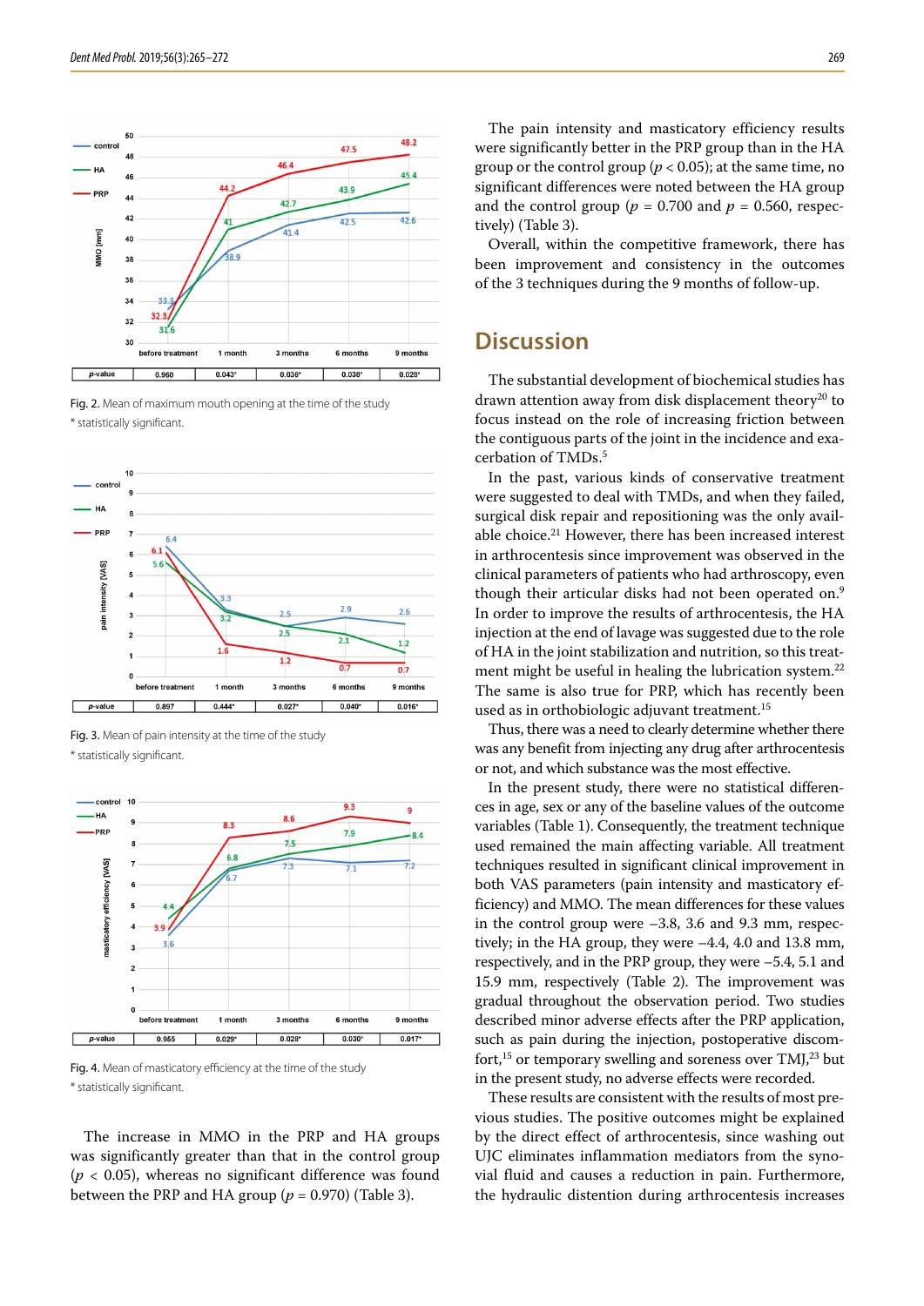Fig. 2. Mean of maximum mouth opening at the time of the study

* statistically significant.

Fig. 3. Mean of pain intensity at the time of the study

* statistically significant.

Fig. 4. Mean of masticatory efficiency at the time of the study

* statistically significant.

The increase in MMO in the PRP and HA groups was significantly greater than that in the control group ($p < 0.05$), whereas no significant difference was found between the PRP and HA group ($p = 0.970$) (Table 3).

The pain intensity and masticatory efficiency results were significantly better in the PRP group than in the HA group or the control group ($p < 0.05$); at the same time, no significant differences were noted between the HA group and the control group ($p = 0.700$ and $p = 0.560$, respectively) (Table 3).

Overall, within the competitive framework, there has been improvement and consistency in the outcomes of the 3 techniques during the 9 months of follow-up.

## Discussion

The substantial development of biochemical studies has drawn attention away from disk displacement theory[20] to focus instead on the role of increasing friction between the contiguous parts of the joint in the incidence and exacerbation of TMDs.[5]

In the past, various kinds of conservative treatment were suggested to deal with TMDs, and when they failed, surgical disk repair and repositioning was the only available choice.[21] However, there has been increased interest in arthrocentesis since improvement was observed in the clinical parameters of patients who had arthroscopy, even though their articular disks had not been operated on.[9] In order to improve the results of arthrocentesis, the HA injection at the end of lavage was suggested due to the role of HA in the joint stabilization and nutrition, so this treatment might be useful in healing the lubrication system.[22] The same is also true for PRP, which has recently been used as in orthobiologic adjuvant treatment.[15]

Thus, there was a need to clearly determine whether there was any benefit from injecting any drug after arthrocentesis or not, and which substance was the most effective.

In the present study, there were no statistical differences in age, sex or any of the baseline values of the outcome variables (Table 1). Consequently, the treatment technique used remained the main affecting variable. All treatment techniques resulted in significant clinical improvement in both VAS parameters (pain intensity and masticatory efficiency) and MMO. The mean differences for these values in the control group were –3.8, 3.6 and 9.3 mm, respectively; in the HA group, they were –4.4, 4.0 and 13.8 mm, respectively, and in the PRP group, they were –5.4, 5.1 and 15.9 mm, respectively (Table 2). The improvement was gradual throughout the observation period. Two studies described minor adverse effects after the PRP application, such as pain during the injection, postoperative discomfort,[15] or temporary swelling and soreness over TMJ,[23] but in the present study, no adverse effects were recorded.

These results are consistent with the results of most previous studies. The positive outcomes might be explained by the direct effect of arthrocentesis, since washing out UJC eliminates inflammation mediators from the synovial fluid and causes a reduction in pain. Furthermore, the hydraulic distention during arthrocentesis increases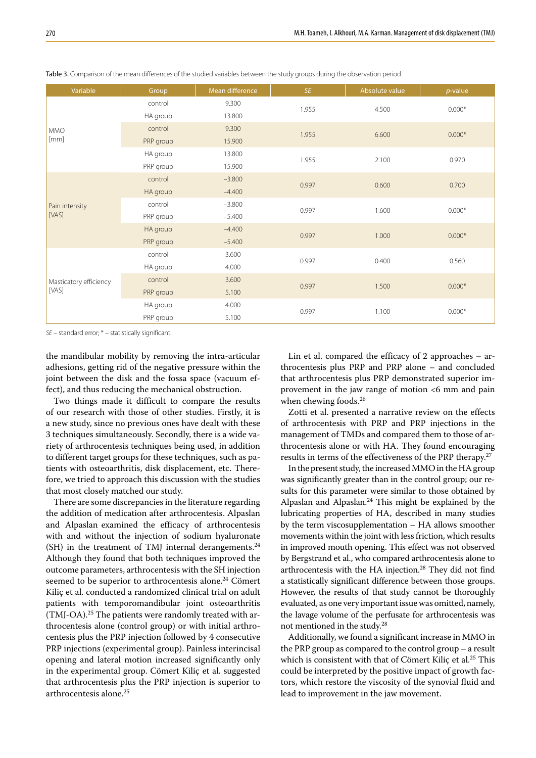Table 3. Comparison of the mean differences of the studied variables between the study groups during the observation period

| Variable | Group | Mean difference | *SE* | Absolute value | *p*-value |
|---|---|---|---|---|---|
| MMO [mm] | control | 9.300 | 1.955 | 4.500 | 0.000* |
| | HA group | 13.800 | | | |
| | control | 9.300 | 1.955 | 6.600 | 0.000* |
| | PRP group | 15.900 | | | |
| | HA group | 13.800 | 1.955 | 2.100 | 0.970 |
| | PRP group | 15.900 | | | |
| Pain intensity [VAS] | control | −3.800 | 0.997 | 0.600 | 0.700 |
| | HA group | −4.400 | | | |
| | control | −3.800 | 0.997 | 1.600 | 0.000* |
| | PRP group | −5.400 | | | |
| | HA group | −4.400 | 0.997 | 1.000 | 0.000* |
| | PRP group | −5.400 | | | |
| Masticatory efficiency [VAS] | control | 3.600 | 0.997 | 0.400 | 0.560 |
| | HA group | 4.000 | | | |
| | control | 3.600 | 0.997 | 1.500 | 0.000* |
| | PRP group | 5.100 | | | |
| | HA group | 4.000 | 0.997 | 1.100 | 0.000* |
| | PRP group | 5.100 | | | |

*SE* – standard error; * – statistically significant.

the mandibular mobility by removing the intra-articular adhesions, getting rid of the negative pressure within the joint between the disk and the fossa space (vacuum effect), and thus reducing the mechanical obstruction.

Two things made it difficult to compare the results of our research with those of other studies. Firstly, it is a new study, since no previous ones have dealt with these 3 techniques simultaneously. Secondly, there is a wide variety of arthrocentesis techniques being used, in addition to different target groups for these techniques, such as patients with osteoarthritis, disk displacement, etc. Therefore, we tried to approach this discussion with the studies that most closely matched our study.

There are some discrepancies in the literature regarding the addition of medication after arthrocentesis. Alpaslan and Alpaslan examined the efficacy of arthrocentesis with and without the injection of sodium hyaluronate (SH) in the treatment of TMJ internal derangements.[24] Although they found that both techniques improved the outcome parameters, arthrocentesis with the SH injection seemed to be superior to arthrocentesis alone.[24] Cömert Kiliç et al. conducted a randomized clinical trial on adult patients with temporomandibular joint osteoarthritis (TMJ-OA).[25] The patients were randomly treated with arthrocentesis alone (control group) or with initial arthrocentesis plus the PRP injection followed by 4 consecutive PRP injections (experimental group). Painless interincisal opening and lateral motion increased significantly only in the experimental group. Cömert Kiliç et al. suggested that arthrocentesis plus the PRP injection is superior to arthrocentesis alone.[25]

Lin et al. compared the efficacy of 2 approaches – arthrocentesis plus PRP and PRP alone – and concluded that arthrocentesis plus PRP demonstrated superior improvement in the jaw range of motion <6 mm and pain when chewing foods.[26]

Zotti et al. presented a narrative review on the effects of arthrocentesis with PRP and PRP injections in the management of TMDs and compared them to those of arthrocentesis alone or with HA. They found encouraging results in terms of the effectiveness of the PRP therapy.[27]

In the present study, the increased MMO in the HA group was significantly greater than in the control group; our results for this parameter were similar to those obtained by Alpaslan and Alpaslan.[24] This might be explained by the lubricating properties of HA, described in many studies by the term viscosupplementation – HA allows smoother movements within the joint with less friction, which results in improved mouth opening. This effect was not observed by Bergstrand et al., who compared arthrocentesis alone to arthrocentesis with the HA injection.[28] They did not find a statistically significant difference between those groups. However, the results of that study cannot be thoroughly evaluated, as one very important issue was omitted, namely, the lavage volume of the perfusate for arthrocentesis was not mentioned in the study.[28]

Additionally, we found a significant increase in MMO in the PRP group as compared to the control group – a result which is consistent with that of Cömert Kiliç et al.[25] This could be interpreted by the positive impact of growth factors, which restore the viscosity of the synovial fluid and lead to improvement in the jaw movement.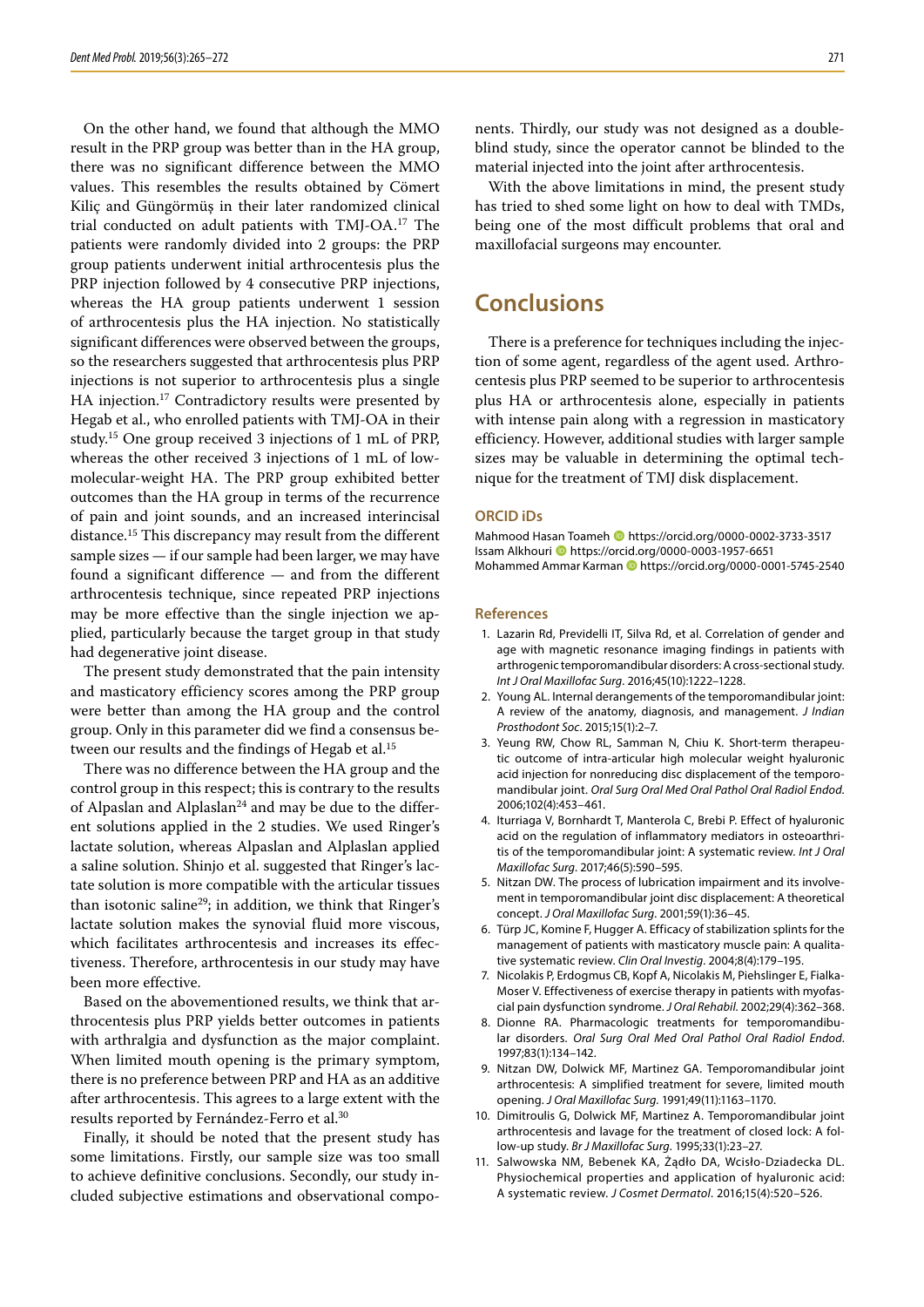On the other hand, we found that although the MMO result in the PRP group was better than in the HA group, there was no significant difference between the MMO values. This resembles the results obtained by Cömert Kiliç and Güngörmüş in their later randomized clinical trial conducted on adult patients with TMJ-OA.[17] The patients were randomly divided into 2 groups: the PRP group patients underwent initial arthrocentesis plus the PRP injection followed by 4 consecutive PRP injections, whereas the HA group patients underwent 1 session of arthrocentesis plus the HA injection. No statistically significant differences were observed between the groups, so the researchers suggested that arthrocentesis plus PRP injections is not superior to arthrocentesis plus a single HA injection.[17] Contradictory results were presented by Hegab et al., who enrolled patients with TMJ-OA in their study.[15] One group received 3 injections of 1 mL of PRP, whereas the other received 3 injections of 1 mL of low-molecular-weight HA. The PRP group exhibited better outcomes than the HA group in terms of the recurrence of pain and joint sounds, and an increased interincisal distance.[15] This discrepancy may result from the different sample sizes — if our sample had been larger, we may have found a significant difference — and from the different arthrocentesis technique, since repeated PRP injections may be more effective than the single injection we applied, particularly because the target group in that study had degenerative joint disease.

The present study demonstrated that the pain intensity and masticatory efficiency scores among the PRP group were better than among the HA group and the control group. Only in this parameter did we find a consensus between our results and the findings of Hegab et al.[15]

There was no difference between the HA group and the control group in this respect; this is contrary to the results of Alpaslan and Alplaslan[24] and may be due to the different solutions applied in the 2 studies. We used Ringer's lactate solution, whereas Alpaslan and Alplaslan applied a saline solution. Shinjo et al. suggested that Ringer's lactate solution is more compatible with the articular tissues than isotonic saline[29]; in addition, we think that Ringer's lactate solution makes the synovial fluid more viscous, which facilitates arthrocentesis and increases its effectiveness. Therefore, arthrocentesis in our study may have been more effective.

Based on the abovementioned results, we think that arthrocentesis plus PRP yields better outcomes in patients with arthralgia and dysfunction as the major complaint. When limited mouth opening is the primary symptom, there is no preference between PRP and HA as an additive after arthrocentesis. This agrees to a large extent with the results reported by Fernández-Ferro et al.[30]

Finally, it should be noted that the present study has some limitations. Firstly, our sample size was too small to achieve definitive conclusions. Secondly, our study included subjective estimations and observational components. Thirdly, our study was not designed as a double-blind study, since the operator cannot be blinded to the material injected into the joint after arthrocentesis.

With the above limitations in mind, the present study has tried to shed some light on how to deal with TMDs, being one of the most difficult problems that oral and maxillofacial surgeons may encounter.

## Conclusions

There is a preference for techniques including the injection of some agent, regardless of the agent used. Arthrocentesis plus PRP seemed to be superior to arthrocentesis plus HA or arthrocentesis alone, especially in patients with intense pain along with a regression in masticatory efficiency. However, additional studies with larger sample sizes may be valuable in determining the optimal technique for the treatment of TMJ disk displacement.

### ORCID iDs

Mahmood Hasan Toameh https://orcid.org/0000-0002-3733-3517
Issam Alkhouri https://orcid.org/0000-0003-1957-6651
Mohammed Ammar Karman https://orcid.org/0000-0001-5745-2540

### References

1. Lazarin Rd, Previdelli IT, Silva Rd, et al. Correlation of gender and age with magnetic resonance imaging findings in patients with arthrogenic temporomandibular disorders: A cross-sectional study. *Int J Oral Maxillofac Surg*. 2016;45(10):1222–1228.
2. Young AL. Internal derangements of the temporomandibular joint: A review of the anatomy, diagnosis, and management. *J Indian Prosthodont Soc*. 2015;15(1):2–7.
3. Yeung RW, Chow RL, Samman N, Chiu K. Short-term therapeutic outcome of intra-articular high molecular weight hyaluronic acid injection for nonreducing disc displacement of the temporomandibular joint. *Oral Surg Oral Med Oral Pathol Oral Radiol Endod*. 2006;102(4):453–461.
4. Iturriaga V, Bornhardt T, Manterola C, Brebi P. Effect of hyaluronic acid on the regulation of inflammatory mediators in osteoarthritis of the temporomandibular joint: A systematic review. *Int J Oral Maxillofac Surg*. 2017;46(5):590–595.
5. Nitzan DW. The process of lubrication impairment and its involvement in temporomandibular joint disc displacement: A theoretical concept. *J Oral Maxillofac Surg*. 2001;59(1):36–45.
6. Türp JC, Komine F, Hugger A. Efficacy of stabilization splints for the management of patients with masticatory muscle pain: A qualitative systematic review. *Clin Oral Investig*. 2004;8(4):179–195.
7. Nicolakis P, Erdogmus CB, Kopf A, Nicolakis M, Piehslinger E, Fialka-Moser V. Effectiveness of exercise therapy in patients with myofascial pain dysfunction syndrome. *J Oral Rehabil*. 2002;29(4):362–368.
8. Dionne RA. Pharmacologic treatments for temporomandibular disorders. *Oral Surg Oral Med Oral Pathol Oral Radiol Endod*. 1997;83(1):134–142.
9. Nitzan DW, Dolwick MF, Martinez GA. Temporomandibular joint arthrocentesis: A simplified treatment for severe, limited mouth opening. *J Oral Maxillofac Surg*. 1991;49(11):1163–1170.
10. Dimitroulis G, Dolwick MF, Martinez A. Temporomandibular joint arthrocentesis and lavage for the treatment of closed lock: A follow-up study. *Br J Maxillofac Surg*. 1995;33(1):23–27.
11. Salwowska NM, Bebenek KA, Żądło DA, Wcisło-Dziadecka DL. Physiochemical properties and application of hyaluronic acid: A systematic review. *J Cosmet Dermatol*. 2016;15(4):520–526.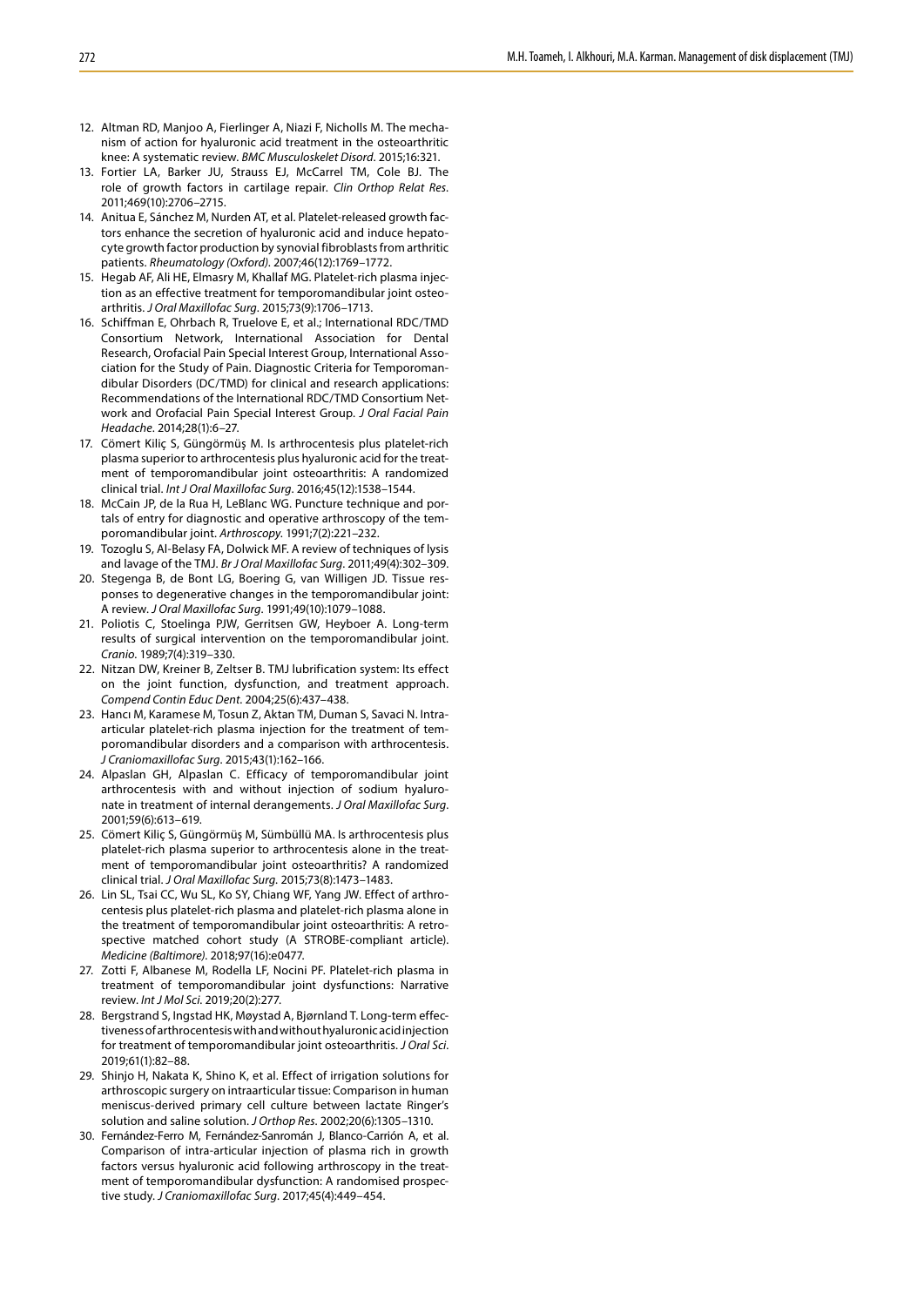12. Altman RD, Manjoo A, Fierlinger A, Niazi F, Nicholls M. The mechanism of action for hyaluronic acid treatment in the osteoarthritic knee: A systematic review. *BMC Musculoskelet Disord*. 2015;16:321.
13. Fortier LA, Barker JU, Strauss EJ, McCarrel TM, Cole BJ. The role of growth factors in cartilage repair. *Clin Orthop Relat Res*. 2011;469(10):2706–2715.
14. Anitua E, Sánchez M, Nurden AT, et al. Platelet-released growth factors enhance the secretion of hyaluronic acid and induce hepatocyte growth factor production by synovial fibroblasts from arthritic patients. *Rheumatology (Oxford)*. 2007;46(12):1769–1772.
15. Hegab AF, Ali HE, Elmasry M, Khallaf MG. Platelet-rich plasma injection as an effective treatment for temporomandibular joint osteoarthritis. *J Oral Maxillofac Surg*. 2015;73(9):1706–1713.
16. Schiffman E, Ohrbach R, Truelove E, et al.; International RDC/TMD Consortium Network, International Association for Dental Research, Orofacial Pain Special Interest Group, International Association for the Study of Pain. Diagnostic Criteria for Temporomandibular Disorders (DC/TMD) for clinical and research applications: Recommendations of the International RDC/TMD Consortium Network and Orofacial Pain Special Interest Group. *J Oral Facial Pain Headache*. 2014;28(1):6–27.
17. Cömert Kiliç S, Güngörmüş M. Is arthrocentesis plus platelet-rich plasma superior to arthrocentesis plus hyaluronic acid for the treatment of temporomandibular joint osteoarthritis: A randomized clinical trial. *Int J Oral Maxillofac Surg*. 2016;45(12):1538–1544.
18. McCain JP, de la Rua H, LeBlanc WG. Puncture technique and portals of entry for diagnostic and operative arthroscopy of the temporomandibular joint. *Arthroscopy*. 1991;7(2):221–232.
19. Tozoglu S, Al-Belasy FA, Dolwick MF. A review of techniques of lysis and lavage of the TMJ. *Br J Oral Maxillofac Surg*. 2011;49(4):302–309.
20. Stegenga B, de Bont LG, Boering G, van Willigen JD. Tissue responses to degenerative changes in the temporomandibular joint: A review. *J Oral Maxillofac Surg*. 1991;49(10):1079–1088.
21. Poliotis C, Stoelinga PJW, Gerritsen GW, Heyboer A. Long-term results of surgical intervention on the temporomandibular joint. *Cranio*. 1989;7(4):319–330.
22. Nitzan DW, Kreiner B, Zeltser B. TMJ lubrification system: Its effect on the joint function, dysfunction, and treatment approach. *Compend Contin Educ Dent*. 2004;25(6):437–438.
23. Hancı M, Karamese M, Tosun Z, Aktan TM, Duman S, Savaci N. Intra-articular platelet-rich plasma injection for the treatment of temporomandibular disorders and a comparison with arthrocentesis. *J Craniomaxillofac Surg*. 2015;43(1):162–166.
24. Alpaslan GH, Alpaslan C. Efficacy of temporomandibular joint arthrocentesis with and without injection of sodium hyaluronate in treatment of internal derangements. *J Oral Maxillofac Surg*. 2001;59(6):613–619.
25. Cömert Kiliç S, Güngörmüş M, Sümbüllü MA. Is arthrocentesis plus platelet-rich plasma superior to arthrocentesis alone in the treatment of temporomandibular joint osteoarthritis? A randomized clinical trial. *J Oral Maxillofac Surg*. 2015;73(8):1473–1483.
26. Lin SL, Tsai CC, Wu SL, Ko SY, Chiang WF, Yang JW. Effect of arthrocentesis plus platelet-rich plasma and platelet-rich plasma alone in the treatment of temporomandibular joint osteoarthritis: A retrospective matched cohort study (A STROBE-compliant article). *Medicine (Baltimore)*. 2018;97(16):e0477.
27. Zotti F, Albanese M, Rodella LF, Nocini PF. Platelet-rich plasma in treatment of temporomandibular joint dysfunctions: Narrative review. *Int J Mol Sci*. 2019;20(2):277.
28. Bergstrand S, Ingstad HK, Møystad A, Bjørnland T. Long-term effectiveness of arthrocentesis with and without hyaluronic acid injection for treatment of temporomandibular joint osteoarthritis. *J Oral Sci*. 2019;61(1):82–88.
29. Shinjo H, Nakata K, Shino K, et al. Effect of irrigation solutions for arthroscopic surgery on intraarticular tissue: Comparison in human meniscus-derived primary cell culture between lactate Ringer's solution and saline solution. *J Orthop Res*. 2002;20(6):1305–1310.
30. Fernández-Ferro M, Fernández-Sanromán J, Blanco-Carrión A, et al. Comparison of intra-articular injection of plasma rich in growth factors versus hyaluronic acid following arthroscopy in the treatment of temporomandibular dysfunction: A randomised prospective study. *J Craniomaxillofac Surg*. 2017;45(4):449–454.